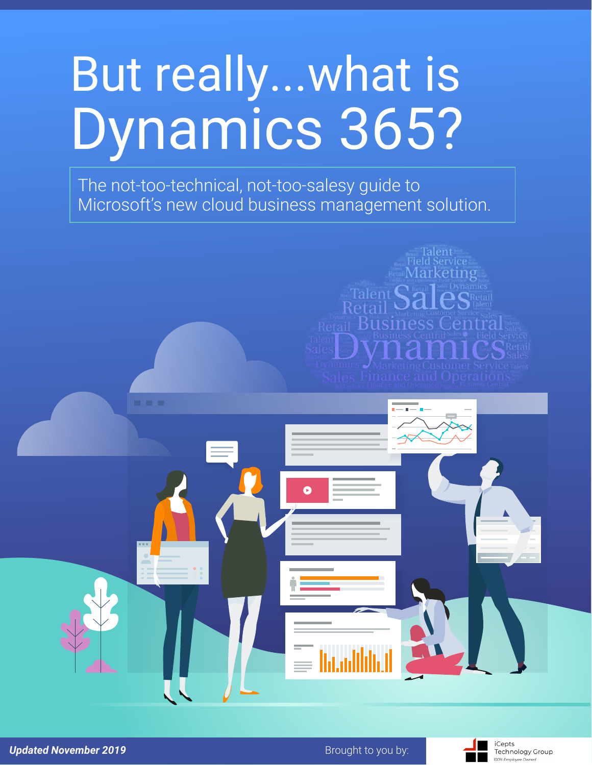# But really...what is Dynamics 365?

The not-too-technical, not-too-salesy guide to Microsoft's new cloud business management solution.

***Updated November 2019***

Brought to you by: iCepts Technology Group

100% Employee Owned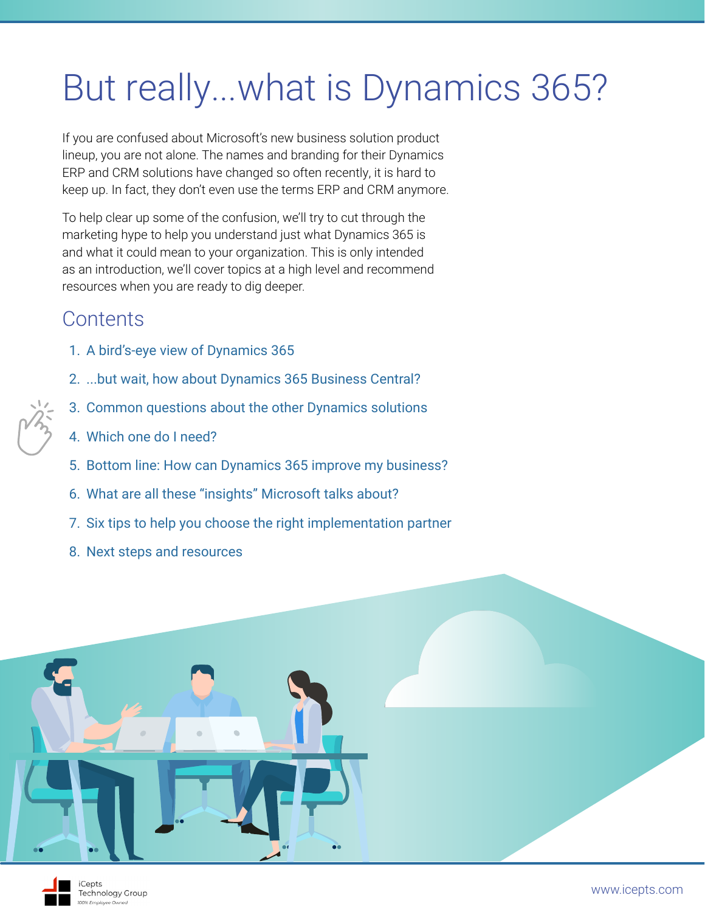# But really...what is Dynamics 365?

If you are confused about Microsoft's new business solution product lineup, you are not alone. The names and branding for their Dynamics ERP and CRM solutions have changed so often recently, it is hard to keep up. In fact, they don't even use the terms ERP and CRM anymore.

To help clear up some of the confusion, we'll try to cut through the marketing hype to help you understand just what Dynamics 365 is and what it could mean to your organization. This is only intended as an introduction, we'll cover topics at a high level and recommend resources when you are ready to dig deeper.

## Contents

1. A bird's-eye view of Dynamics 365
2. ...but wait, how about Dynamics 365 Business Central?
3. Common questions about the other Dynamics solutions
4. Which one do I need?
5. Bottom line: How can Dynamics 365 improve my business?
6. What are all these "insights" Microsoft talks about?
7. Six tips to help you choose the right implementation partner
8. Next steps and resources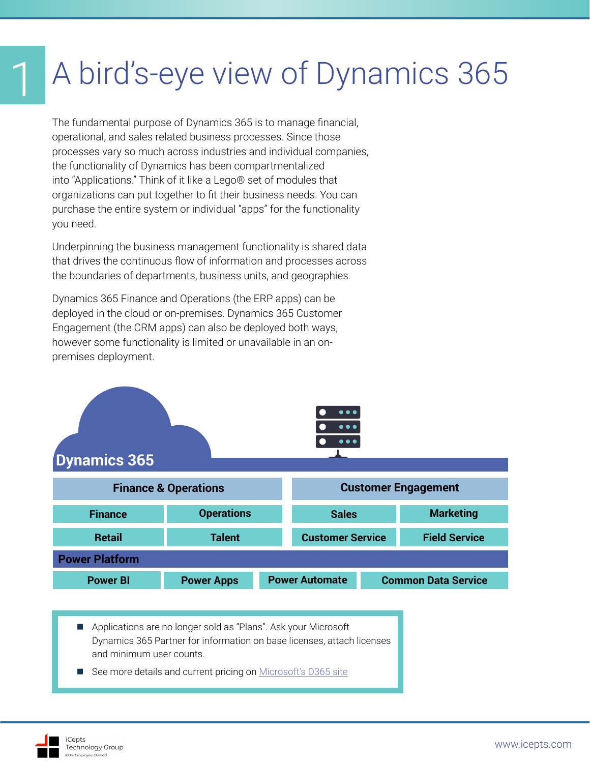# 1 A bird's-eye view of Dynamics 365

The fundamental purpose of Dynamics 365 is to manage financial, operational, and sales related business processes. Since those processes vary so much across industries and individual companies, the functionality of Dynamics has been compartmentalized into "Applications." Think of it like a Lego® set of modules that organizations can put together to fit their business needs. You can purchase the entire system or individual "apps" for the functionality you need.

Underpinning the business management functionality is shared data that drives the continuous flow of information and processes across the boundaries of departments, business units, and geographies.

Dynamics 365 Finance and Operations (the ERP apps) can be deployed in the cloud or on-premises. Dynamics 365 Customer Engagement (the CRM apps) can also be deployed both ways, however some functionality is limited or unavailable in an on-premises deployment.

**Dynamics 365**

| Finance & Operations | | Customer Engagement | |
|---|---|---|---|
| Finance | Operations | Sales | Marketing |
| Retail | Talent | Customer Service | Field Service |

**Power Platform**

| Power BI | Power Apps | Power Automate | Common Data Service |
|---|---|---|---|

- Applications are no longer sold as "Plans". Ask your Microsoft Dynamics 365 Partner for information on base licenses, attach licenses and minimum user counts.
- See more details and current pricing on Microsoft's D365 site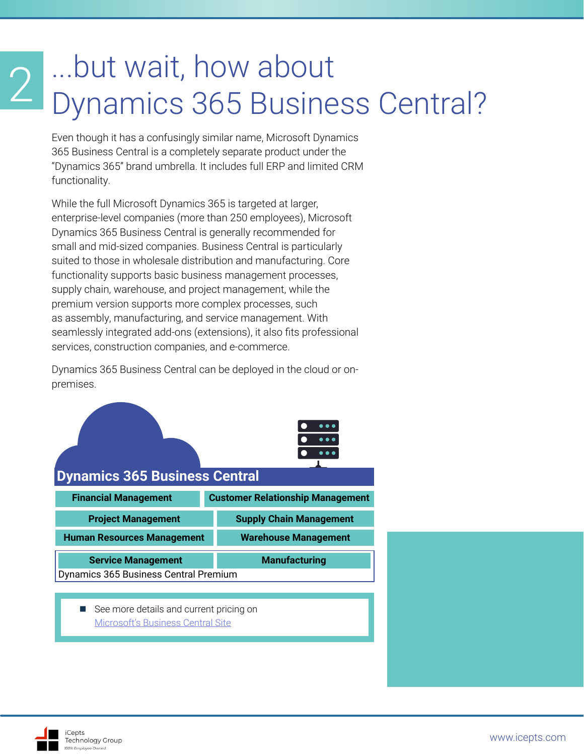# 2 ...but wait, how about Dynamics 365 Business Central?

Even though it has a confusingly similar name, Microsoft Dynamics 365 Business Central is a completely separate product under the "Dynamics 365" brand umbrella. It includes full ERP and limited CRM functionality.

While the full Microsoft Dynamics 365 is targeted at larger, enterprise-level companies (more than 250 employees), Microsoft Dynamics 365 Business Central is generally recommended for small and mid-sized companies. Business Central is particularly suited to those in wholesale distribution and manufacturing. Core functionality supports basic business management processes, supply chain, warehouse, and project management, while the premium version supports more complex processes, such as assembly, manufacturing, and service management. With seamlessly integrated add-ons (extensions), it also fits professional services, construction companies, and e-commerce.

Dynamics 365 Business Central can be deployed in the cloud or on-premises.

**Dynamics 365 Business Central**

| | |
|---|---|
| **Financial Management** | **Customer Relationship Management** |
| **Project Management** | **Supply Chain Management** |
| **Human Resources Management** | **Warehouse Management** |
| **Service Management** | **Manufacturing** |

Dynamics 365 Business Central Premium

- See more details and current pricing on [Microsoft's Business Central Site]()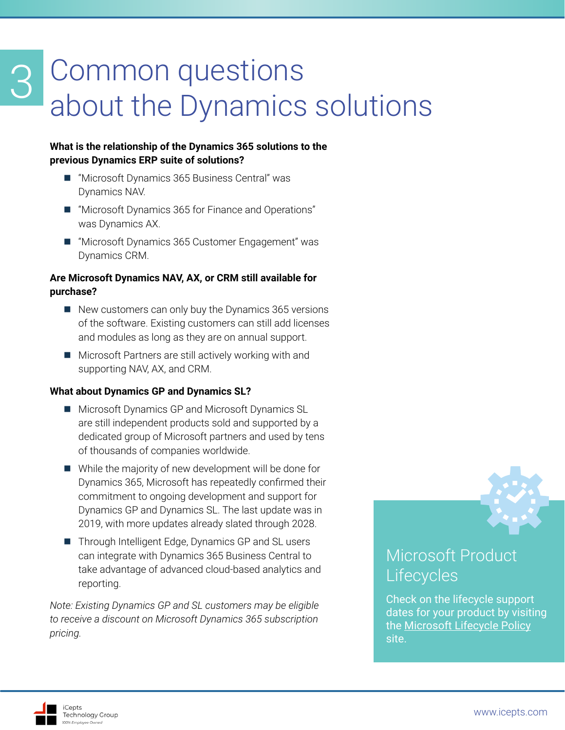# 3 Common questions about the Dynamics solutions

**What is the relationship of the Dynamics 365 solutions to the previous Dynamics ERP suite of solutions?**

- "Microsoft Dynamics 365 Business Central" was Dynamics NAV.
- "Microsoft Dynamics 365 for Finance and Operations" was Dynamics AX.
- "Microsoft Dynamics 365 Customer Engagement" was Dynamics CRM.

**Are Microsoft Dynamics NAV, AX, or CRM still available for purchase?**

- New customers can only buy the Dynamics 365 versions of the software. Existing customers can still add licenses and modules as long as they are on annual support.
- Microsoft Partners are still actively working with and supporting NAV, AX, and CRM.

**What about Dynamics GP and Dynamics SL?**

- Microsoft Dynamics GP and Microsoft Dynamics SL are still independent products sold and supported by a dedicated group of Microsoft partners and used by tens of thousands of companies worldwide.
- While the majority of new development will be done for Dynamics 365, Microsoft has repeatedly confirmed their commitment to ongoing development and support for Dynamics GP and Dynamics SL. The last update was in 2019, with more updates already slated through 2028.
- Through Intelligent Edge, Dynamics GP and SL users can integrate with Dynamics 365 Business Central to take advantage of advanced cloud-based analytics and reporting.

*Note: Existing Dynamics GP and SL customers may be eligible to receive a discount on Microsoft Dynamics 365 subscription pricing.*

## Microsoft Product Lifecycles

Check on the lifecycle support dates for your product by visiting the Microsoft Lifecycle Policy site.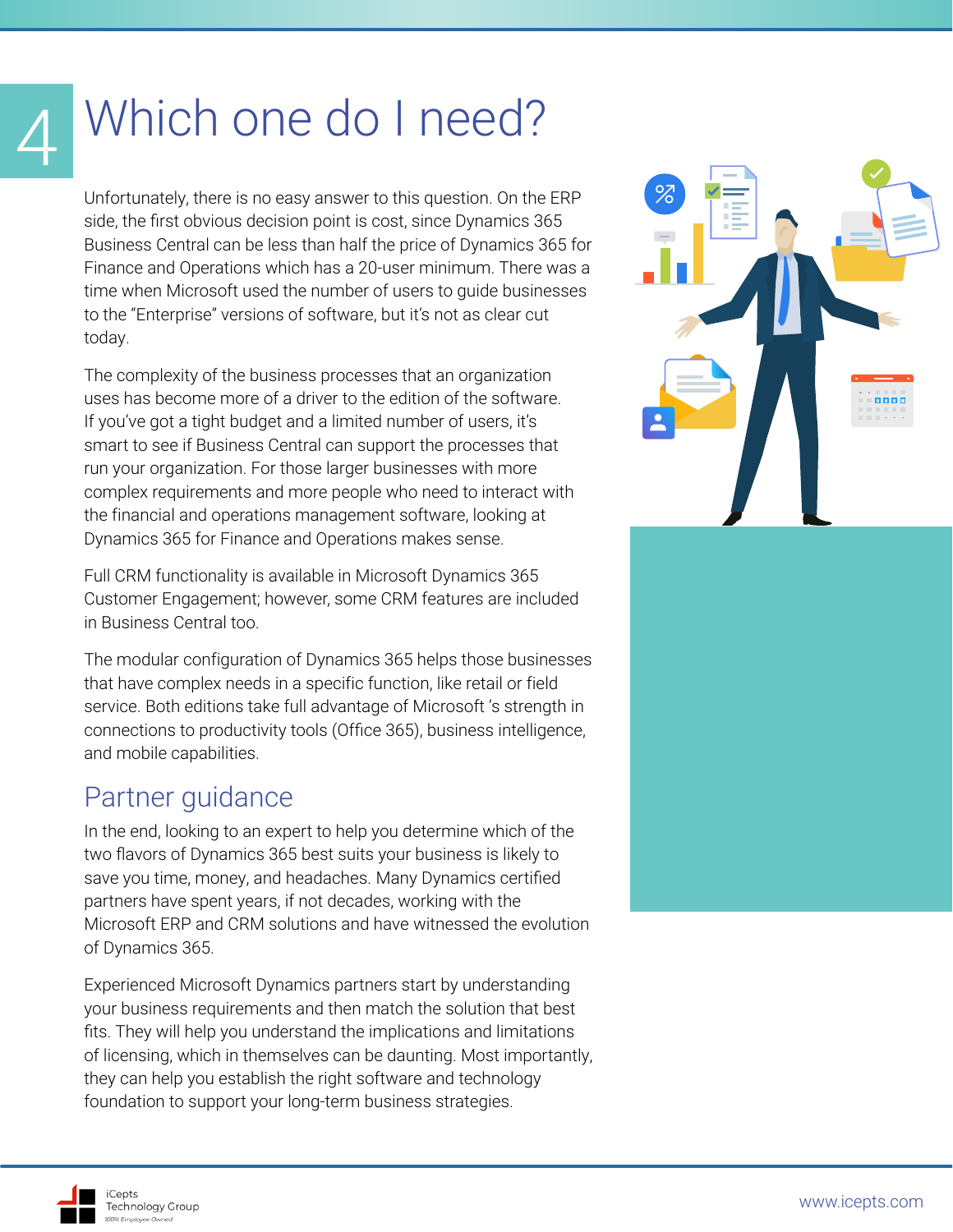# 4 Which one do I need?

Unfortunately, there is no easy answer to this question. On the ERP side, the first obvious decision point is cost, since Dynamics 365 Business Central can be less than half the price of Dynamics 365 for Finance and Operations which has a 20-user minimum. There was a time when Microsoft used the number of users to guide businesses to the "Enterprise" versions of software, but it's not as clear cut today.

The complexity of the business processes that an organization uses has become more of a driver to the edition of the software. If you've got a tight budget and a limited number of users, it's smart to see if Business Central can support the processes that run your organization. For those larger businesses with more complex requirements and more people who need to interact with the financial and operations management software, looking at Dynamics 365 for Finance and Operations makes sense.

Full CRM functionality is available in Microsoft Dynamics 365 Customer Engagement; however, some CRM features are included in Business Central too.

The modular configuration of Dynamics 365 helps those businesses that have complex needs in a specific function, like retail or field service. Both editions take full advantage of Microsoft 's strength in connections to productivity tools (Office 365), business intelligence, and mobile capabilities.

## Partner guidance

In the end, looking to an expert to help you determine which of the two flavors of Dynamics 365 best suits your business is likely to save you time, money, and headaches. Many Dynamics certified partners have spent years, if not decades, working with the Microsoft ERP and CRM solutions and have witnessed the evolution of Dynamics 365.

Experienced Microsoft Dynamics partners start by understanding your business requirements and then match the solution that best fits. They will help you understand the implications and limitations of licensing, which in themselves can be daunting. Most importantly, they can help you establish the right software and technology foundation to support your long-term business strategies.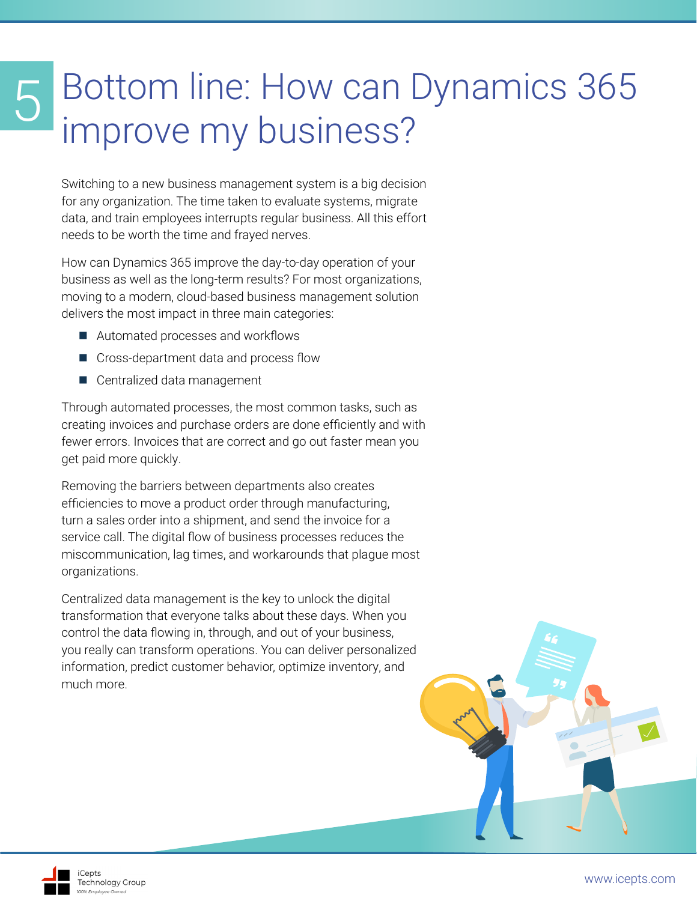# 5 Bottom line: How can Dynamics 365 improve my business?

Switching to a new business management system is a big decision for any organization. The time taken to evaluate systems, migrate data, and train employees interrupts regular business. All this effort needs to be worth the time and frayed nerves.

How can Dynamics 365 improve the day-to-day operation of your business as well as the long-term results? For most organizations, moving to a modern, cloud-based business management solution delivers the most impact in three main categories:

- Automated processes and workflows
- Cross-department data and process flow
- Centralized data management

Through automated processes, the most common tasks, such as creating invoices and purchase orders are done efficiently and with fewer errors. Invoices that are correct and go out faster mean you get paid more quickly.

Removing the barriers between departments also creates efficiencies to move a product order through manufacturing, turn a sales order into a shipment, and send the invoice for a service call. The digital flow of business processes reduces the miscommunication, lag times, and workarounds that plague most organizations.

Centralized data management is the key to unlock the digital transformation that everyone talks about these days. When you control the data flowing in, through, and out of your business, you really can transform operations. You can deliver personalized information, predict customer behavior, optimize inventory, and much more.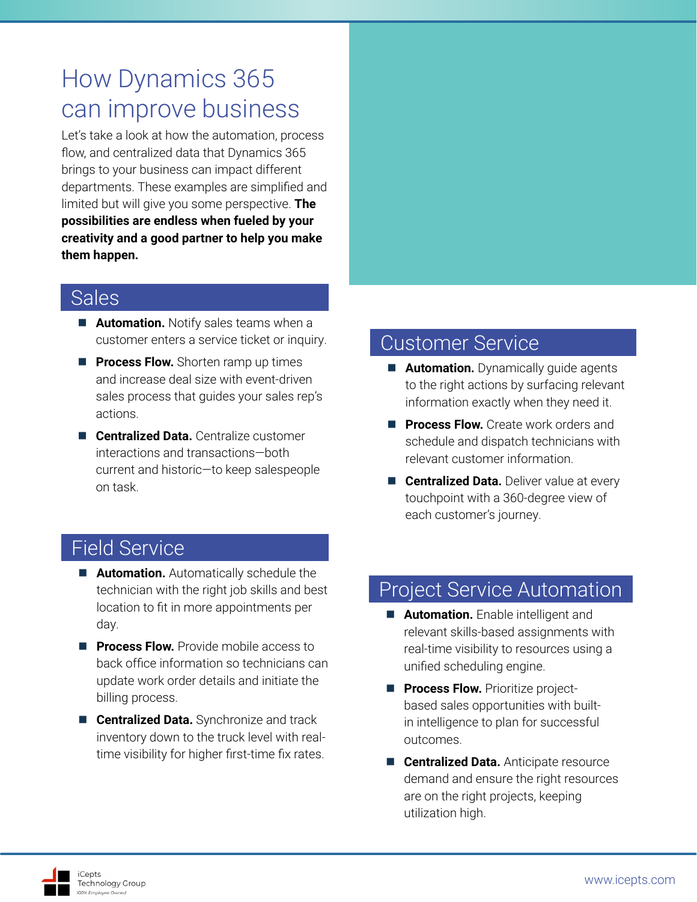# How Dynamics 365 can improve business

Let's take a look at how the automation, process flow, and centralized data that Dynamics 365 brings to your business can impact different departments. These examples are simplified and limited but will give you some perspective. **The possibilities are endless when fueled by your creativity and a good partner to help you make them happen.**

## Sales

- **Automation.** Notify sales teams when a customer enters a service ticket or inquiry.
- **Process Flow.** Shorten ramp up times and increase deal size with event-driven sales process that guides your sales rep's actions.
- **Centralized Data.** Centralize customer interactions and transactions—both current and historic—to keep salespeople on task.

## Field Service

- **Automation.** Automatically schedule the technician with the right job skills and best location to fit in more appointments per day.
- **Process Flow.** Provide mobile access to back office information so technicians can update work order details and initiate the billing process.
- **Centralized Data.** Synchronize and track inventory down to the truck level with real-time visibility for higher first-time fix rates.

## Customer Service

- **Automation.** Dynamically guide agents to the right actions by surfacing relevant information exactly when they need it.
- **Process Flow.** Create work orders and schedule and dispatch technicians with relevant customer information.
- **Centralized Data.** Deliver value at every touchpoint with a 360-degree view of each customer's journey.

## Project Service Automation

- **Automation.** Enable intelligent and relevant skills-based assignments with real-time visibility to resources using a unified scheduling engine.
- **Process Flow.** Prioritize project-based sales opportunities with built-in intelligence to plan for successful outcomes.
- **Centralized Data.** Anticipate resource demand and ensure the right resources are on the right projects, keeping utilization high.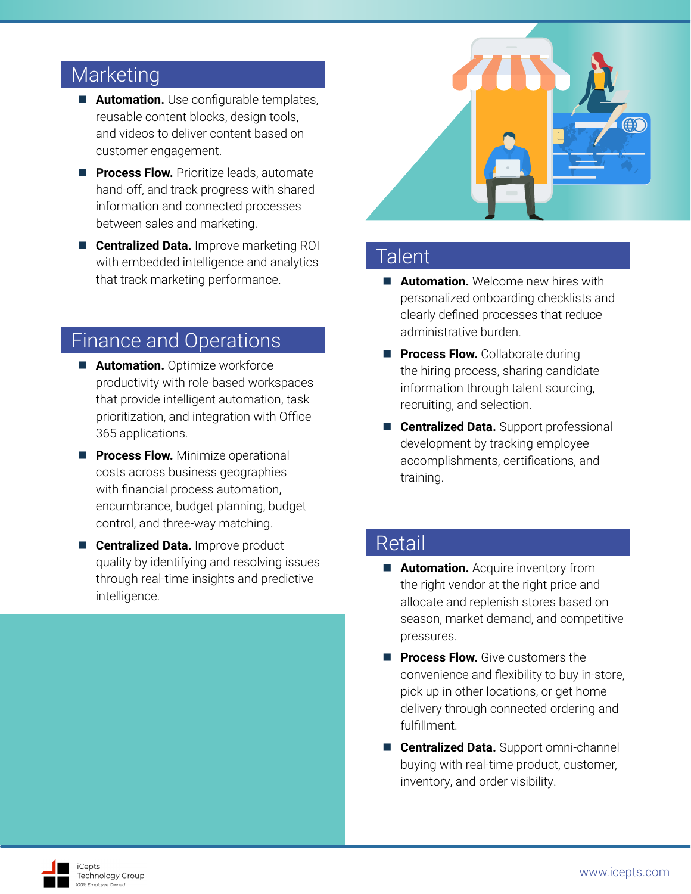## Marketing

- **Automation.** Use configurable templates, reusable content blocks, design tools, and videos to deliver content based on customer engagement.
- **Process Flow.** Prioritize leads, automate hand-off, and track progress with shared information and connected processes between sales and marketing.
- **Centralized Data.** Improve marketing ROI with embedded intelligence and analytics that track marketing performance.

## Finance and Operations

- **Automation.** Optimize workforce productivity with role-based workspaces that provide intelligent automation, task prioritization, and integration with Office 365 applications.
- **Process Flow.** Minimize operational costs across business geographies with financial process automation, encumbrance, budget planning, budget control, and three-way matching.
- **Centralized Data.** Improve product quality by identifying and resolving issues through real-time insights and predictive intelligence.

## Talent

- **Automation.** Welcome new hires with personalized onboarding checklists and clearly defined processes that reduce administrative burden.
- **Process Flow.** Collaborate during the hiring process, sharing candidate information through talent sourcing, recruiting, and selection.
- **Centralized Data.** Support professional development by tracking employee accomplishments, certifications, and training.

## Retail

- **Automation.** Acquire inventory from the right vendor at the right price and allocate and replenish stores based on season, market demand, and competitive pressures.
- **Process Flow.** Give customers the convenience and flexibility to buy in-store, pick up in other locations, or get home delivery through connected ordering and fulfillment.
- **Centralized Data.** Support omni-channel buying with real-time product, customer, inventory, and order visibility.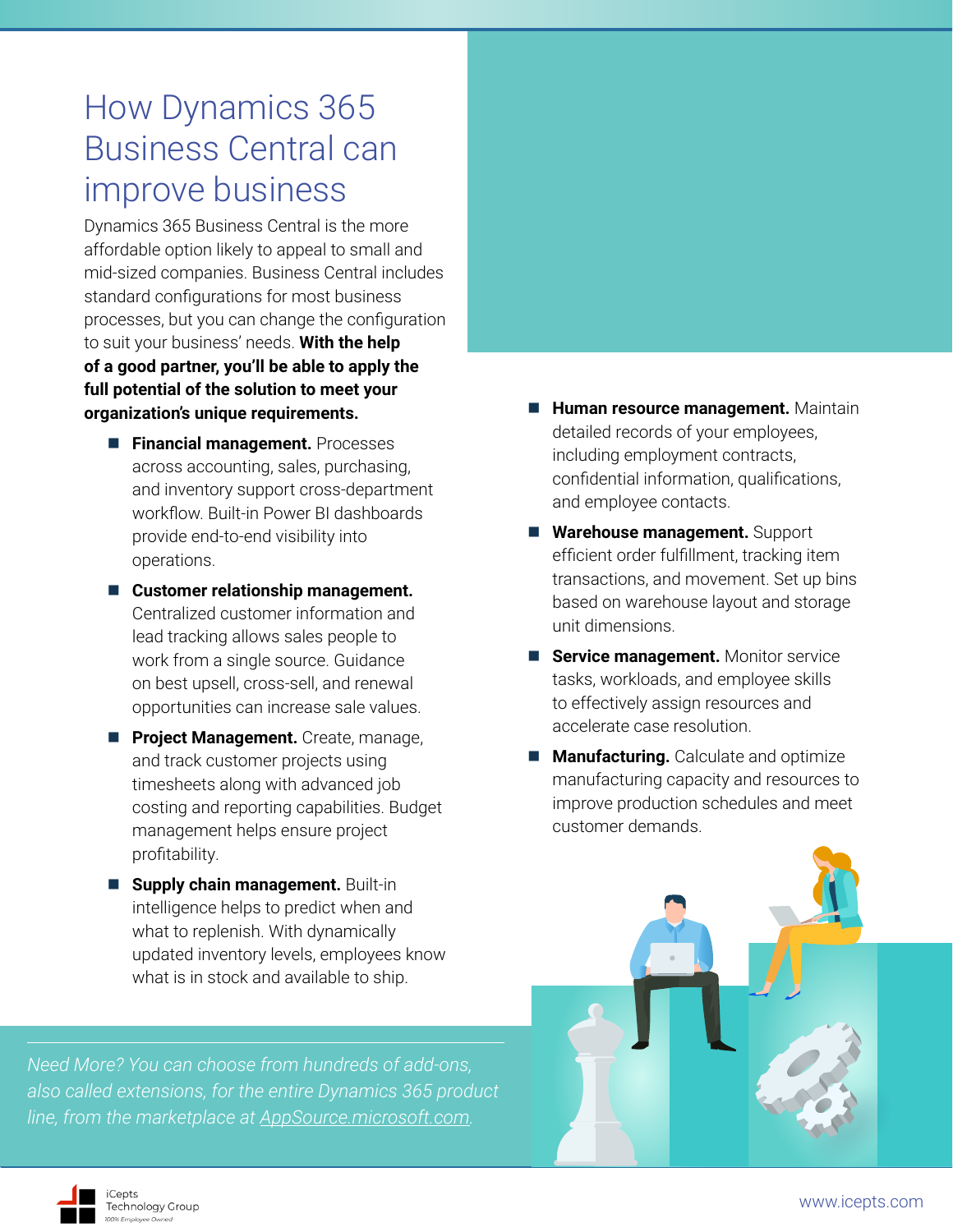# How Dynamics 365 Business Central can improve business

Dynamics 365 Business Central is the more affordable option likely to appeal to small and mid-sized companies. Business Central includes standard configurations for most business processes, but you can change the configuration to suit your business' needs. **With the help of a good partner, you'll be able to apply the full potential of the solution to meet your organization's unique requirements.**

- **Financial management.** Processes across accounting, sales, purchasing, and inventory support cross-department workflow. Built-in Power BI dashboards provide end-to-end visibility into operations.
- **Customer relationship management.** Centralized customer information and lead tracking allows sales people to work from a single source. Guidance on best upsell, cross-sell, and renewal opportunities can increase sale values.
- **Project Management.** Create, manage, and track customer projects using timesheets along with advanced job costing and reporting capabilities. Budget management helps ensure project profitability.
- **Supply chain management.** Built-in intelligence helps to predict when and what to replenish. With dynamically updated inventory levels, employees know what is in stock and available to ship.
- **Human resource management.** Maintain detailed records of your employees, including employment contracts, confidential information, qualifications, and employee contacts.
- **Warehouse management.** Support efficient order fulfillment, tracking item transactions, and movement. Set up bins based on warehouse layout and storage unit dimensions.
- **Service management.** Monitor service tasks, workloads, and employee skills to effectively assign resources and accelerate case resolution.
- **Manufacturing.** Calculate and optimize manufacturing capacity and resources to improve production schedules and meet customer demands.

*Need More? You can choose from hundreds of add-ons, also called extensions, for the entire Dynamics 365 product line, from the marketplace at [AppSource.microsoft.com](AppSource.microsoft.com).*

iCepts Technology Group
100% Employee Owned

www.icepts.com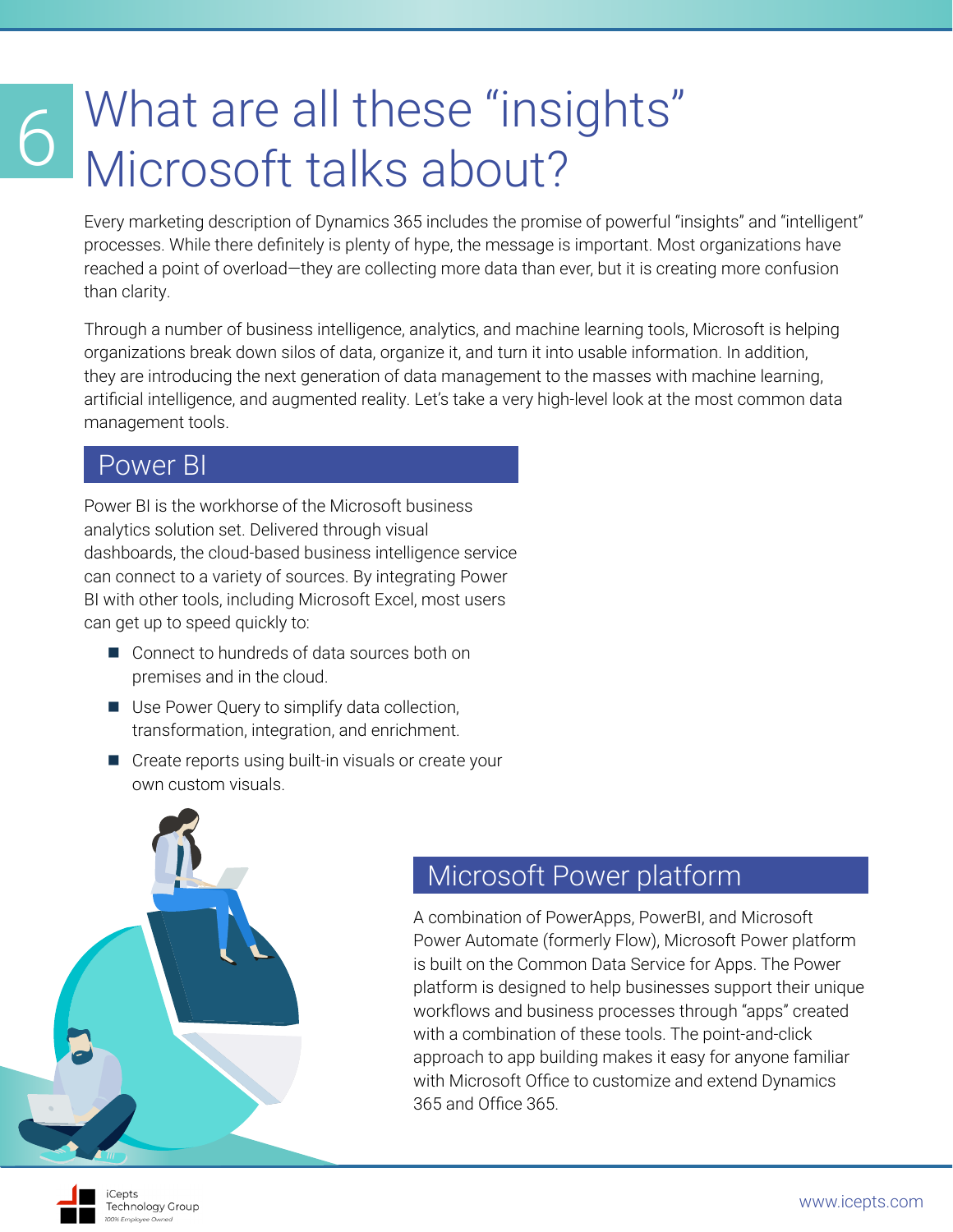# 6 What are all these "insights" Microsoft talks about?

Every marketing description of Dynamics 365 includes the promise of powerful "insights" and "intelligent" processes. While there definitely is plenty of hype, the message is important. Most organizations have reached a point of overload—they are collecting more data than ever, but it is creating more confusion than clarity.

Through a number of business intelligence, analytics, and machine learning tools, Microsoft is helping organizations break down silos of data, organize it, and turn it into usable information. In addition, they are introducing the next generation of data management to the masses with machine learning, artificial intelligence, and augmented reality. Let's take a very high-level look at the most common data management tools.

## Power BI

Power BI is the workhorse of the Microsoft business analytics solution set. Delivered through visual dashboards, the cloud-based business intelligence service can connect to a variety of sources. By integrating Power BI with other tools, including Microsoft Excel, most users can get up to speed quickly to:

- Connect to hundreds of data sources both on premises and in the cloud.
- Use Power Query to simplify data collection, transformation, integration, and enrichment.
- Create reports using built-in visuals or create your own custom visuals.

## Microsoft Power platform

A combination of PowerApps, PowerBI, and Microsoft Power Automate (formerly Flow), Microsoft Power platform is built on the Common Data Service for Apps. The Power platform is designed to help businesses support their unique workflows and business processes through "apps" created with a combination of these tools. The point-and-click approach to app building makes it easy for anyone familiar with Microsoft Office to customize and extend Dynamics 365 and Office 365.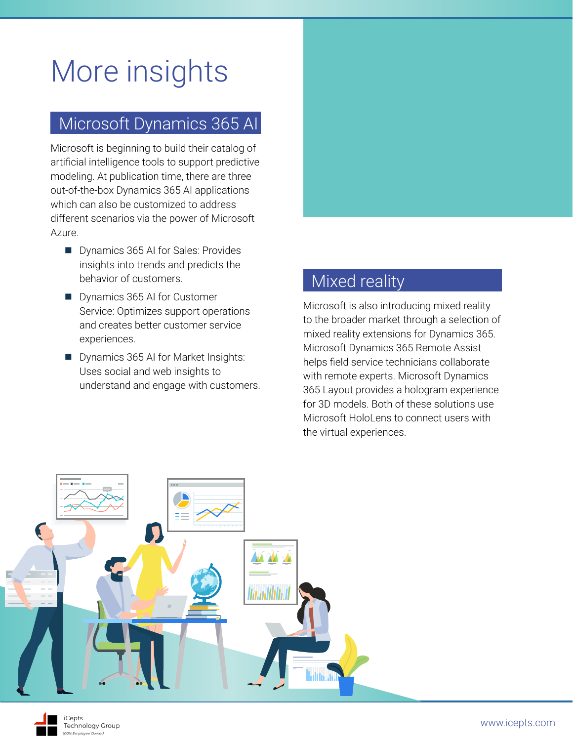# More insights

## Microsoft Dynamics 365 AI

Microsoft is beginning to build their catalog of artificial intelligence tools to support predictive modeling. At publication time, there are three out-of-the-box Dynamics 365 AI applications which can also be customized to address different scenarios via the power of Microsoft Azure.

- Dynamics 365 AI for Sales: Provides insights into trends and predicts the behavior of customers.
- Dynamics 365 AI for Customer Service: Optimizes support operations and creates better customer service experiences.
- Dynamics 365 AI for Market Insights: Uses social and web insights to understand and engage with customers.

## Mixed reality

Microsoft is also introducing mixed reality to the broader market through a selection of mixed reality extensions for Dynamics 365. Microsoft Dynamics 365 Remote Assist helps field service technicians collaborate with remote experts. Microsoft Dynamics 365 Layout provides a hologram experience for 3D models. Both of these solutions use Microsoft HoloLens to connect users with the virtual experiences.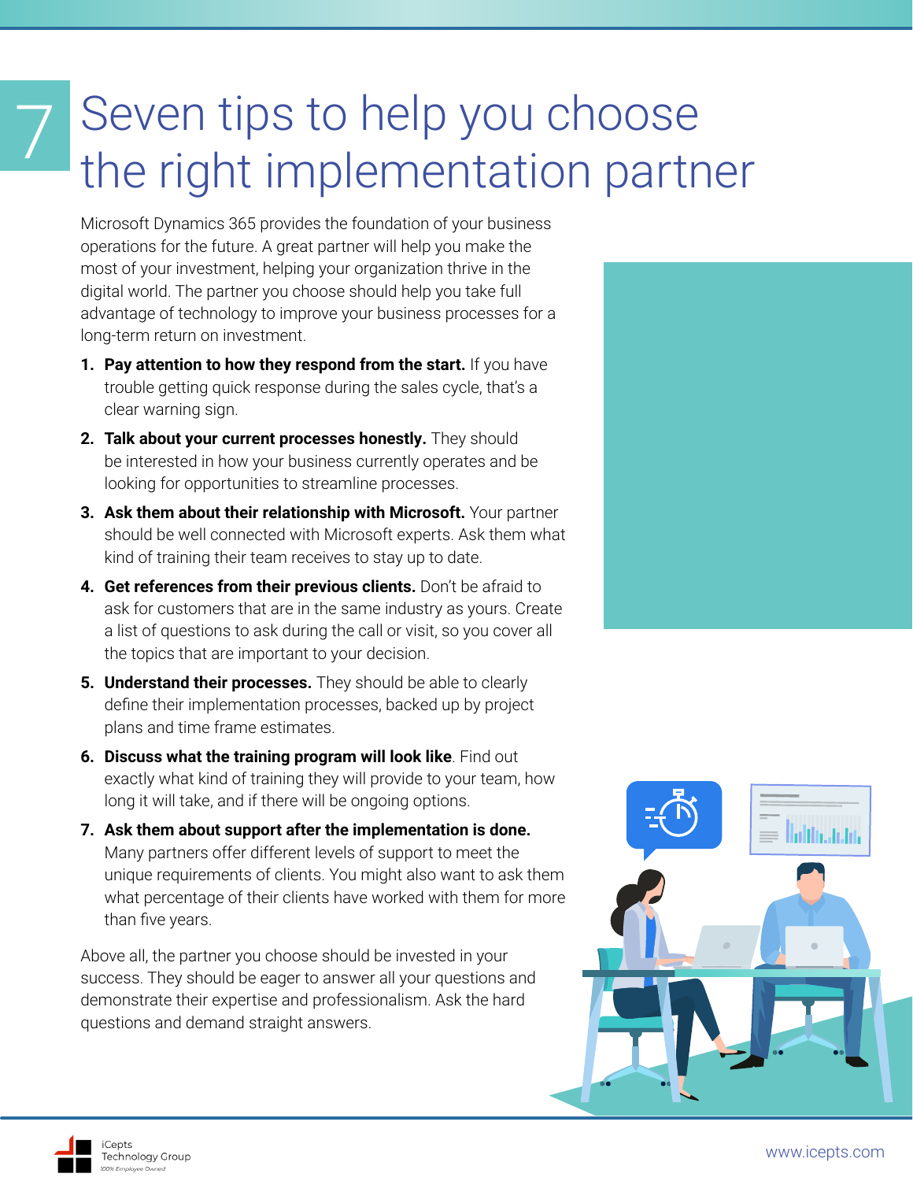# 7 Seven tips to help you choose the right implementation partner

Microsoft Dynamics 365 provides the foundation of your business operations for the future. A great partner will help you make the most of your investment, helping your organization thrive in the digital world. The partner you choose should help you take full advantage of technology to improve your business processes for a long-term return on investment.

1. **Pay attention to how they respond from the start.** If you have trouble getting quick response during the sales cycle, that's a clear warning sign.
2. **Talk about your current processes honestly.** They should be interested in how your business currently operates and be looking for opportunities to streamline processes.
3. **Ask them about their relationship with Microsoft.** Your partner should be well connected with Microsoft experts. Ask them what kind of training their team receives to stay up to date.
4. **Get references from their previous clients.** Don't be afraid to ask for customers that are in the same industry as yours. Create a list of questions to ask during the call or visit, so you cover all the topics that are important to your decision.
5. **Understand their processes.** They should be able to clearly define their implementation processes, backed up by project plans and time frame estimates.
6. **Discuss what the training program will look like**. Find out exactly what kind of training they will provide to your team, how long it will take, and if there will be ongoing options.
7. **Ask them about support after the implementation is done.** Many partners offer different levels of support to meet the unique requirements of clients. You might also want to ask them what percentage of their clients have worked with them for more than five years.

Above all, the partner you choose should be invested in your success. They should be eager to answer all your questions and demonstrate their expertise and professionalism. Ask the hard questions and demand straight answers.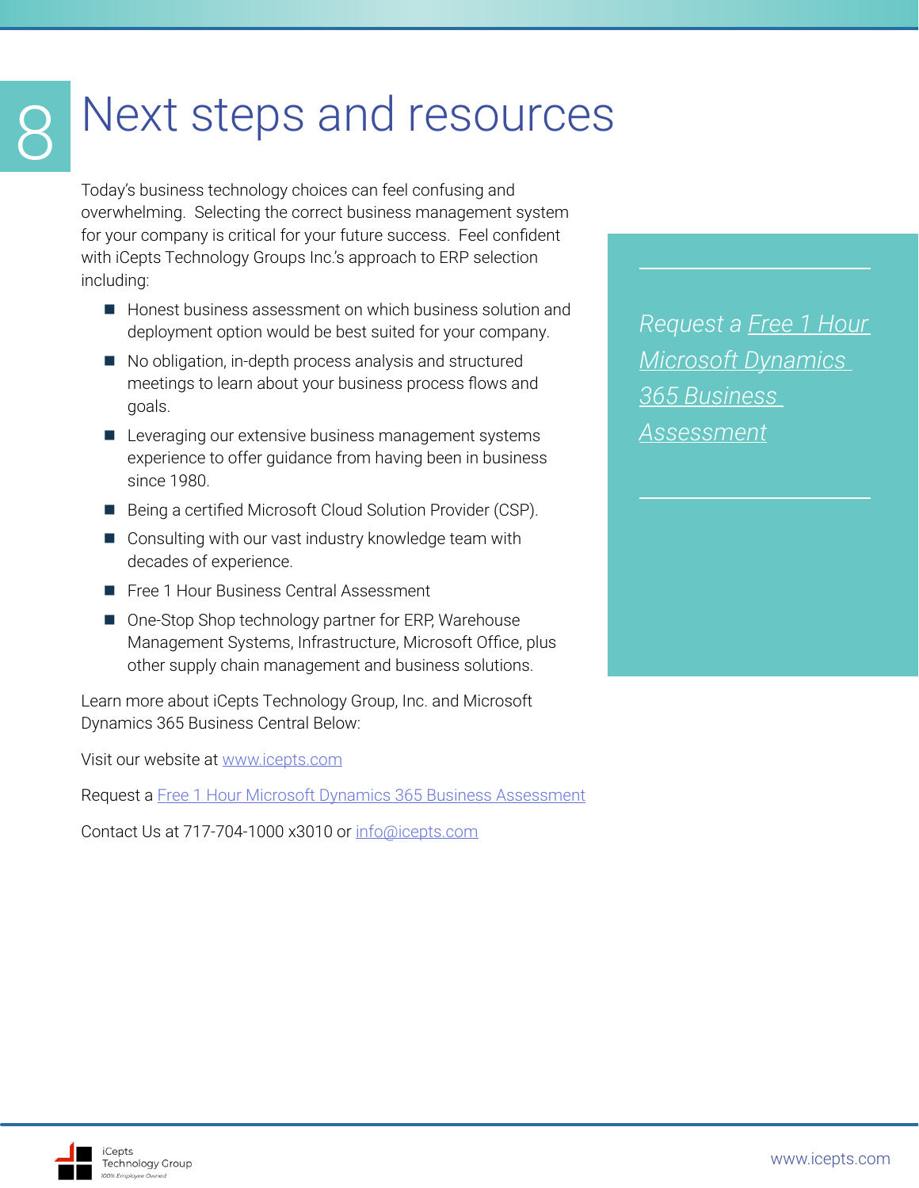# 8 Next steps and resources

Today's business technology choices can feel confusing and overwhelming. Selecting the correct business management system for your company is critical for your future success. Feel confident with iCepts Technology Groups Inc.'s approach to ERP selection including:

- Honest business assessment on which business solution and deployment option would be best suited for your company.
- No obligation, in-depth process analysis and structured meetings to learn about your business process flows and goals.
- Leveraging our extensive business management systems experience to offer guidance from having been in business since 1980.
- Being a certified Microsoft Cloud Solution Provider (CSP).
- Consulting with our vast industry knowledge team with decades of experience.
- Free 1 Hour Business Central Assessment
- One-Stop Shop technology partner for ERP, Warehouse Management Systems, Infrastructure, Microsoft Office, plus other supply chain management and business solutions.

Learn more about iCepts Technology Group, Inc. and Microsoft Dynamics 365 Business Central Below:

Visit our website at www.icepts.com

Request a Free 1 Hour Microsoft Dynamics 365 Business Assessment

Contact Us at 717-704-1000 x3010 or info@icepts.com

*Request a Free 1 Hour Microsoft Dynamics 365 Business Assessment*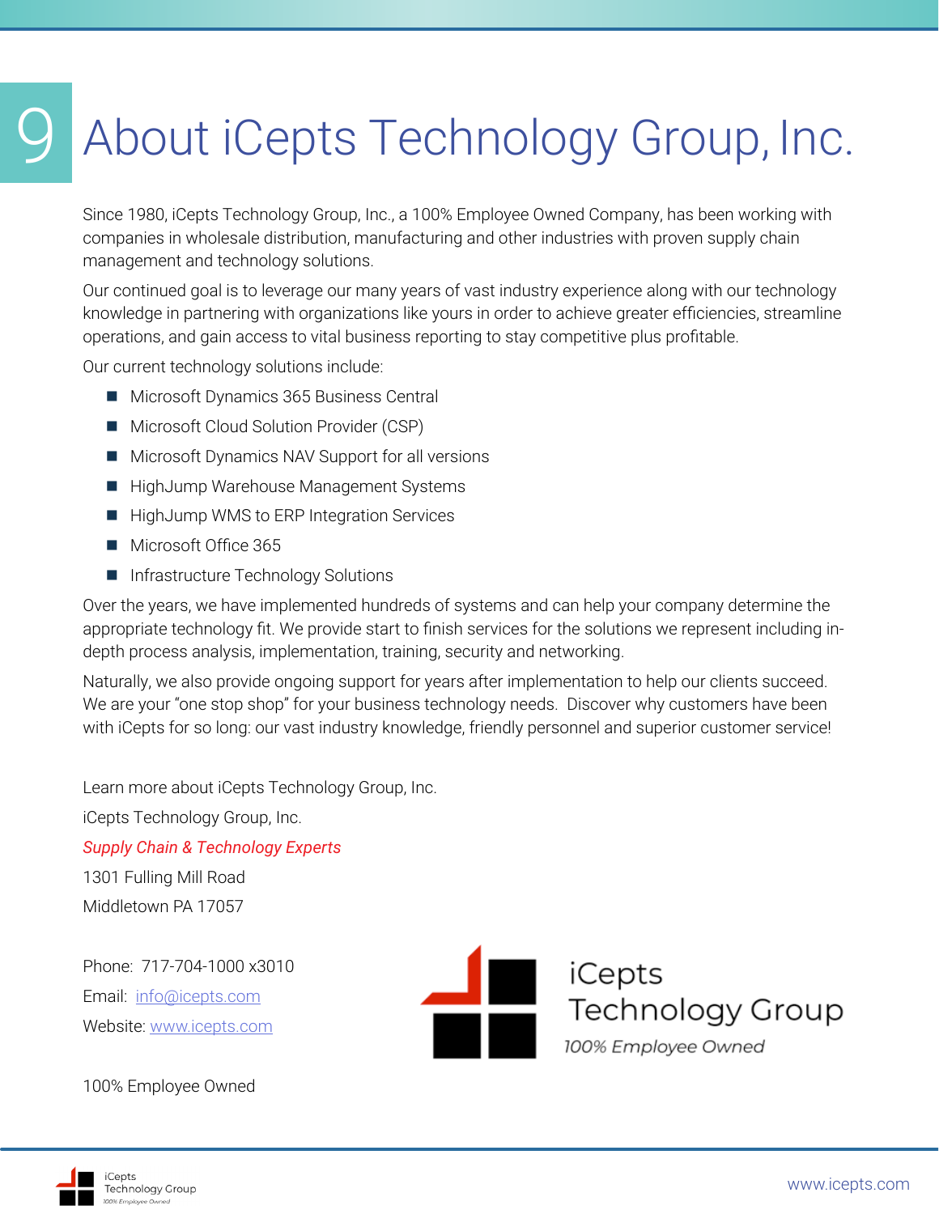# 9 About iCepts Technology Group, Inc.

Since 1980, iCepts Technology Group, Inc., a 100% Employee Owned Company, has been working with companies in wholesale distribution, manufacturing and other industries with proven supply chain management and technology solutions.

Our continued goal is to leverage our many years of vast industry experience along with our technology knowledge in partnering with organizations like yours in order to achieve greater efficiencies, streamline operations, and gain access to vital business reporting to stay competitive plus profitable.

Our current technology solutions include:

- Microsoft Dynamics 365 Business Central
- Microsoft Cloud Solution Provider (CSP)
- Microsoft Dynamics NAV Support for all versions
- HighJump Warehouse Management Systems
- HighJump WMS to ERP Integration Services
- Microsoft Office 365
- Infrastructure Technology Solutions

Over the years, we have implemented hundreds of systems and can help your company determine the appropriate technology fit. We provide start to finish services for the solutions we represent including in-depth process analysis, implementation, training, security and networking.

Naturally, we also provide ongoing support for years after implementation to help our clients succeed. We are your "one stop shop" for your business technology needs. Discover why customers have been with iCepts for so long: our vast industry knowledge, friendly personnel and superior customer service!

Learn more about iCepts Technology Group, Inc.

iCepts Technology Group, Inc.

*Supply Chain & Technology Experts*

1301 Fulling Mill Road

Middletown PA 17057

Phone: 717-704-1000 x3010

Email: info@icepts.com

Website: www.icepts.com

100% Employee Owned

iCepts Technology Group

*100% Employee Owned*